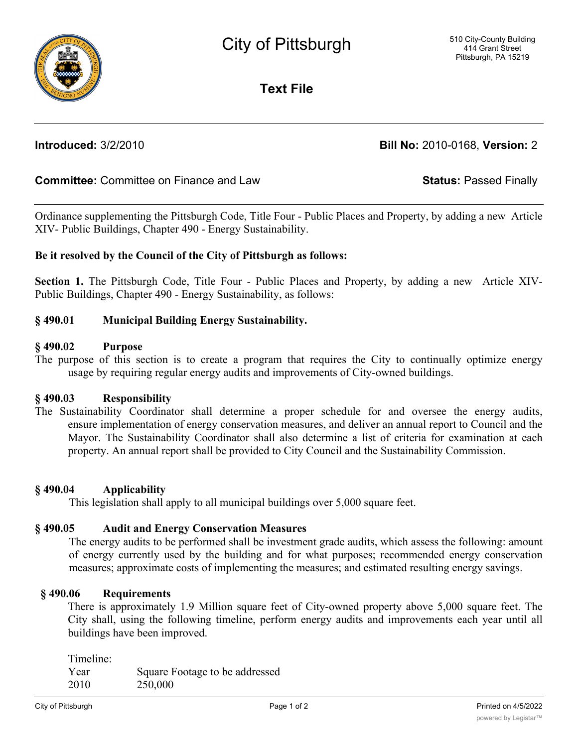# City of Pittsburgh

510 City-County Building
414 Grant Street
Pittsburgh, PA 15219

## Text File

**Introduced:** 3/2/2010 **Bill No:** 2010-0168, **Version:** 2

**Committee:** Committee on Finance and Law **Status:** Passed Finally

---

Ordinance supplementing the Pittsburgh Code, Title Four - Public Places and Property, by adding a new Article XIV- Public Buildings, Chapter 490 - Energy Sustainability.

**Be it resolved by the Council of the City of Pittsburgh as follows:**

**Section 1.** The Pittsburgh Code, Title Four - Public Places and Property, by adding a new Article XIV- Public Buildings, Chapter 490 - Energy Sustainability, as follows:

### § 490.01 Municipal Building Energy Sustainability.

### § 490.02 Purpose

The purpose of this section is to create a program that requires the City to continually optimize energy usage by requiring regular energy audits and improvements of City-owned buildings.

### § 490.03 Responsibility

The Sustainability Coordinator shall determine a proper schedule for and oversee the energy audits, ensure implementation of energy conservation measures, and deliver an annual report to Council and the Mayor. The Sustainability Coordinator shall also determine a list of criteria for examination at each property. An annual report shall be provided to City Council and the Sustainability Commission.

### § 490.04 Applicability

This legislation shall apply to all municipal buildings over 5,000 square feet.

### § 490.05 Audit and Energy Conservation Measures

The energy audits to be performed shall be investment grade audits, which assess the following: amount of energy currently used by the building and for what purposes; recommended energy conservation measures; approximate costs of implementing the measures; and estimated resulting energy savings.

### § 490.06 Requirements

There is approximately 1.9 Million square feet of City-owned property above 5,000 square feet. The City shall, using the following timeline, perform energy audits and improvements each year until all buildings have been improved.

Timeline:

| Year | Square Footage to be addressed |
|---|---|
| 2010 | 250,000 |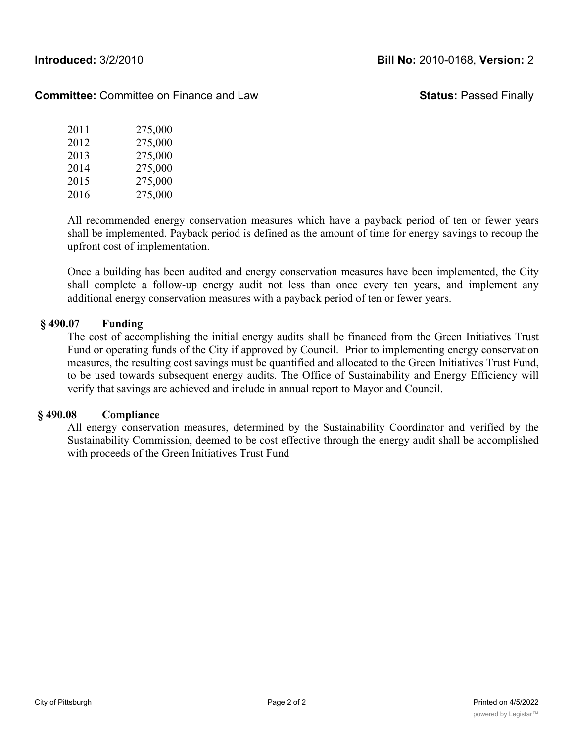**Introduced:** 3/2/2010 **Bill No:** 2010-0168, **Version:** 2

**Committee:** Committee on Finance and Law **Status:** Passed Finally

| | |
|---|---|
| 2011 | 275,000 |
| 2012 | 275,000 |
| 2013 | 275,000 |
| 2014 | 275,000 |
| 2015 | 275,000 |
| 2016 | 275,000 |

All recommended energy conservation measures which have a payback period of ten or fewer years shall be implemented. Payback period is defined as the amount of time for energy savings to recoup the upfront cost of implementation.

Once a building has been audited and energy conservation measures have been implemented, the City shall complete a follow-up energy audit not less than once every ten years, and implement any additional energy conservation measures with a payback period of ten or fewer years.

### § 490.07 Funding

The cost of accomplishing the initial energy audits shall be financed from the Green Initiatives Trust Fund or operating funds of the City if approved by Council. Prior to implementing energy conservation measures, the resulting cost savings must be quantified and allocated to the Green Initiatives Trust Fund, to be used towards subsequent energy audits. The Office of Sustainability and Energy Efficiency will verify that savings are achieved and include in annual report to Mayor and Council.

### § 490.08 Compliance

All energy conservation measures, determined by the Sustainability Coordinator and verified by the Sustainability Commission, deemed to be cost effective through the energy audit shall be accomplished with proceeds of the Green Initiatives Trust Fund